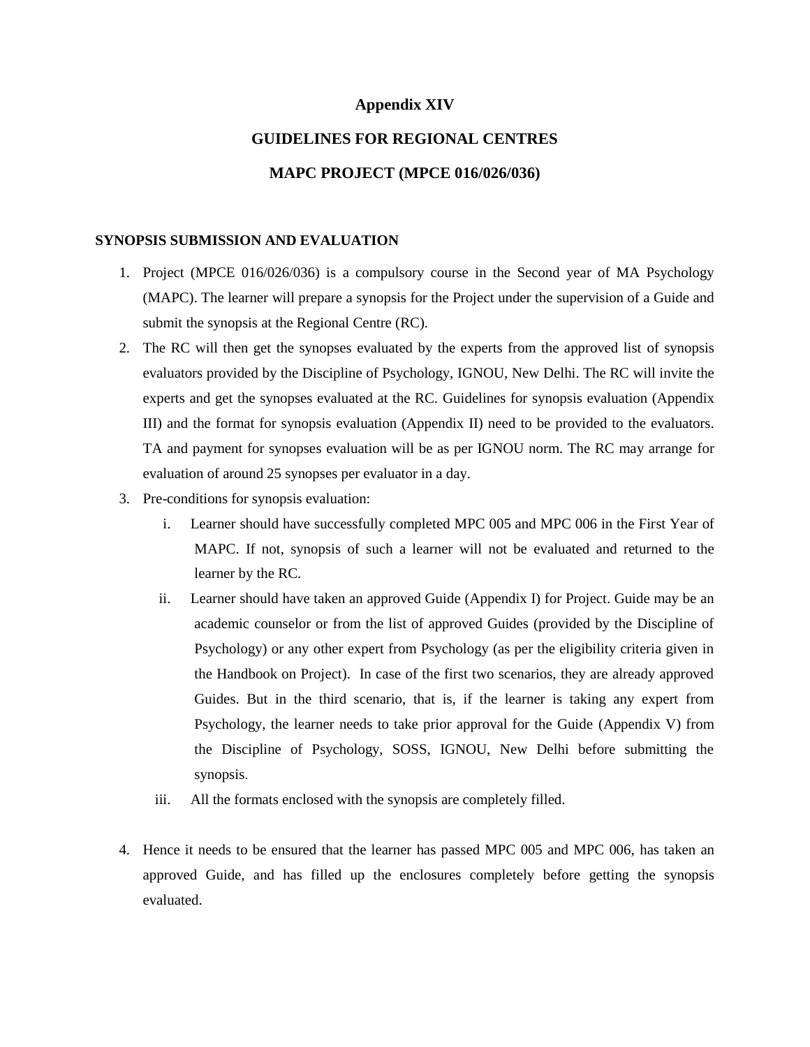# Appendix XIV

# GUIDELINES FOR REGIONAL CENTRES

# MAPC PROJECT (MPCE 016/026/036)

## SYNOPSIS SUBMISSION AND EVALUATION

1. Project (MPCE 016/026/036) is a compulsory course in the Second year of MA Psychology (MAPC). The learner will prepare a synopsis for the Project under the supervision of a Guide and submit the synopsis at the Regional Centre (RC).
2. The RC will then get the synopses evaluated by the experts from the approved list of synopsis evaluators provided by the Discipline of Psychology, IGNOU, New Delhi. The RC will invite the experts and get the synopses evaluated at the RC. Guidelines for synopsis evaluation (Appendix III) and the format for synopsis evaluation (Appendix II) need to be provided to the evaluators. TA and payment for synopses evaluation will be as per IGNOU norm. The RC may arrange for evaluation of around 25 synopses per evaluator in a day.
3. Pre-conditions for synopsis evaluation:
   i. Learner should have successfully completed MPC 005 and MPC 006 in the First Year of MAPC. If not, synopsis of such a learner will not be evaluated and returned to the learner by the RC.
   ii. Learner should have taken an approved Guide (Appendix I) for Project. Guide may be an academic counselor or from the list of approved Guides (provided by the Discipline of Psychology) or any other expert from Psychology (as per the eligibility criteria given in the Handbook on Project). In case of the first two scenarios, they are already approved Guides. But in the third scenario, that is, if the learner is taking any expert from Psychology, the learner needs to take prior approval for the Guide (Appendix V) from the Discipline of Psychology, SOSS, IGNOU, New Delhi before submitting the synopsis.
   iii. All the formats enclosed with the synopsis are completely filled.
4. Hence it needs to be ensured that the learner has passed MPC 005 and MPC 006, has taken an approved Guide, and has filled up the enclosures completely before getting the synopsis evaluated.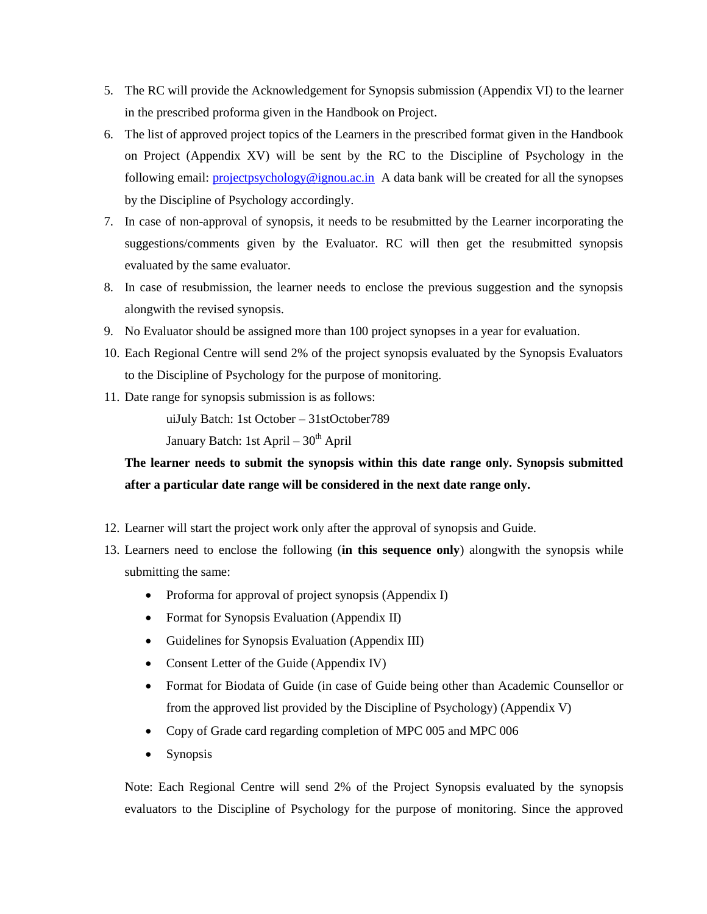5. The RC will provide the Acknowledgement for Synopsis submission (Appendix VI) to the learner in the prescribed proforma given in the Handbook on Project.
6. The list of approved project topics of the Learners in the prescribed format given in the Handbook on Project (Appendix XV) will be sent by the RC to the Discipline of Psychology in the following email: [projectpsychology@ignou.ac.in](mailto:projectpsychology@ignou.ac.in) A data bank will be created for all the synopses by the Discipline of Psychology accordingly.
7. In case of non-approval of synopsis, it needs to be resubmitted by the Learner incorporating the suggestions/comments given by the Evaluator. RC will then get the resubmitted synopsis evaluated by the same evaluator.
8. In case of resubmission, the learner needs to enclose the previous suggestion and the synopsis alongwith the revised synopsis.
9. No Evaluator should be assigned more than 100 project synopses in a year for evaluation.
10. Each Regional Centre will send 2% of the project synopsis evaluated by the Synopsis Evaluators to the Discipline of Psychology for the purpose of monitoring.
11. Date range for synopsis submission is as follows:

    uiJuly Batch: 1st October – 31stOctober789

    January Batch: 1st April – 30th April

    **The learner needs to submit the synopsis within this date range only. Synopsis submitted after a particular date range will be considered in the next date range only.**

12. Learner will start the project work only after the approval of synopsis and Guide.
13. Learners need to enclose the following (**in this sequence only**) alongwith the synopsis while submitting the same:
    - Proforma for approval of project synopsis (Appendix I)
    - Format for Synopsis Evaluation (Appendix II)
    - Guidelines for Synopsis Evaluation (Appendix III)
    - Consent Letter of the Guide (Appendix IV)
    - Format for Biodata of Guide (in case of Guide being other than Academic Counsellor or from the approved list provided by the Discipline of Psychology) (Appendix V)
    - Copy of Grade card regarding completion of MPC 005 and MPC 006
    - Synopsis

    Note: Each Regional Centre will send 2% of the Project Synopsis evaluated by the synopsis evaluators to the Discipline of Psychology for the purpose of monitoring. Since the approved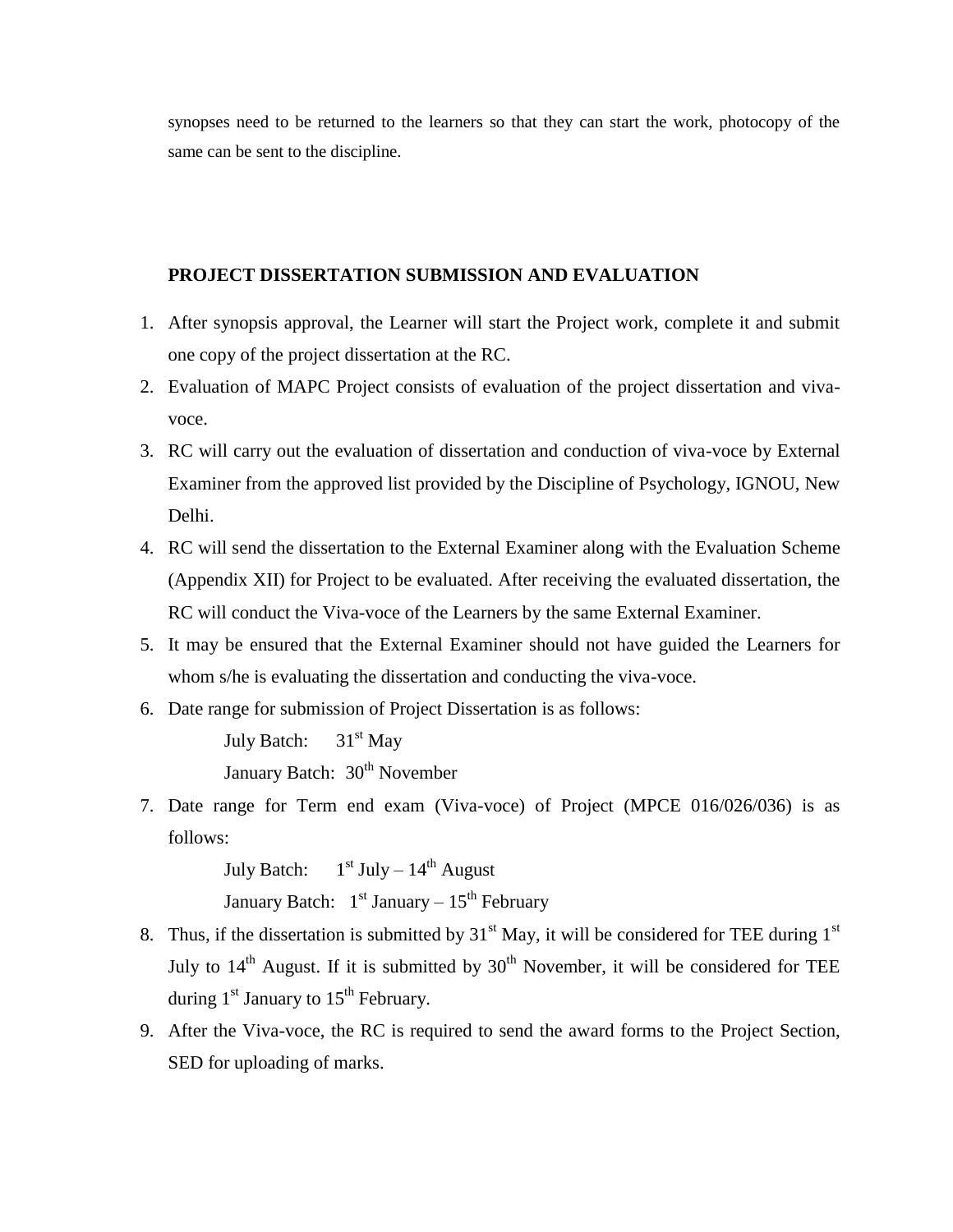synopses need to be returned to the learners so that they can start the work, photocopy of the same can be sent to the discipline.

**PROJECT DISSERTATION SUBMISSION AND EVALUATION**

1. After synopsis approval, the Learner will start the Project work, complete it and submit one copy of the project dissertation at the RC.
2. Evaluation of MAPC Project consists of evaluation of the project dissertation and viva-voce.
3. RC will carry out the evaluation of dissertation and conduction of viva-voce by External Examiner from the approved list provided by the Discipline of Psychology, IGNOU, New Delhi.
4. RC will send the dissertation to the External Examiner along with the Evaluation Scheme (Appendix XII) for Project to be evaluated. After receiving the evaluated dissertation, the RC will conduct the Viva-voce of the Learners by the same External Examiner.
5. It may be ensured that the External Examiner should not have guided the Learners for whom s/he is evaluating the dissertation and conducting the viva-voce.
6. Date range for submission of Project Dissertation is as follows:

   July Batch: 31st May

   January Batch: 30th November

7. Date range for Term end exam (Viva-voce) of Project (MPCE 016/026/036) is as follows:

   July Batch: 1st July – 14th August

   January Batch: 1st January – 15th February

8. Thus, if the dissertation is submitted by 31st May, it will be considered for TEE during 1st July to 14th August. If it is submitted by 30th November, it will be considered for TEE during 1st January to 15th February.
9. After the Viva-voce, the RC is required to send the award forms to the Project Section, SED for uploading of marks.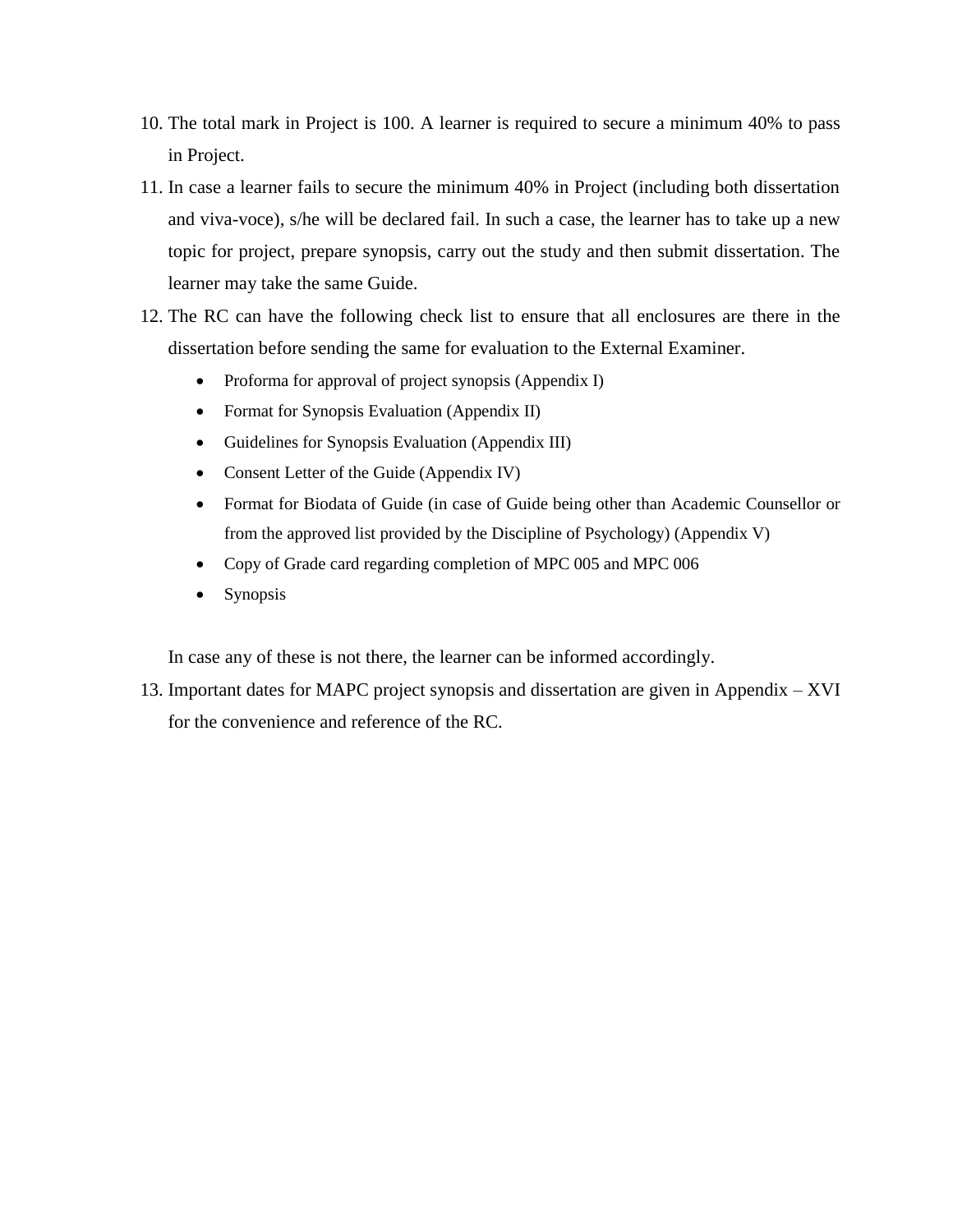10. The total mark in Project is 100. A learner is required to secure a minimum 40% to pass in Project.
11. In case a learner fails to secure the minimum 40% in Project (including both dissertation and viva-voce), s/he will be declared fail. In such a case, the learner has to take up a new topic for project, prepare synopsis, carry out the study and then submit dissertation. The learner may take the same Guide.
12. The RC can have the following check list to ensure that all enclosures are there in the dissertation before sending the same for evaluation to the External Examiner.
    - Proforma for approval of project synopsis (Appendix I)
    - Format for Synopsis Evaluation (Appendix II)
    - Guidelines for Synopsis Evaluation (Appendix III)
    - Consent Letter of the Guide (Appendix IV)
    - Format for Biodata of Guide (in case of Guide being other than Academic Counsellor or from the approved list provided by the Discipline of Psychology) (Appendix V)
    - Copy of Grade card regarding completion of MPC 005 and MPC 006
    - Synopsis

    In case any of these is not there, the learner can be informed accordingly.
13. Important dates for MAPC project synopsis and dissertation are given in Appendix – XVI for the convenience and reference of the RC.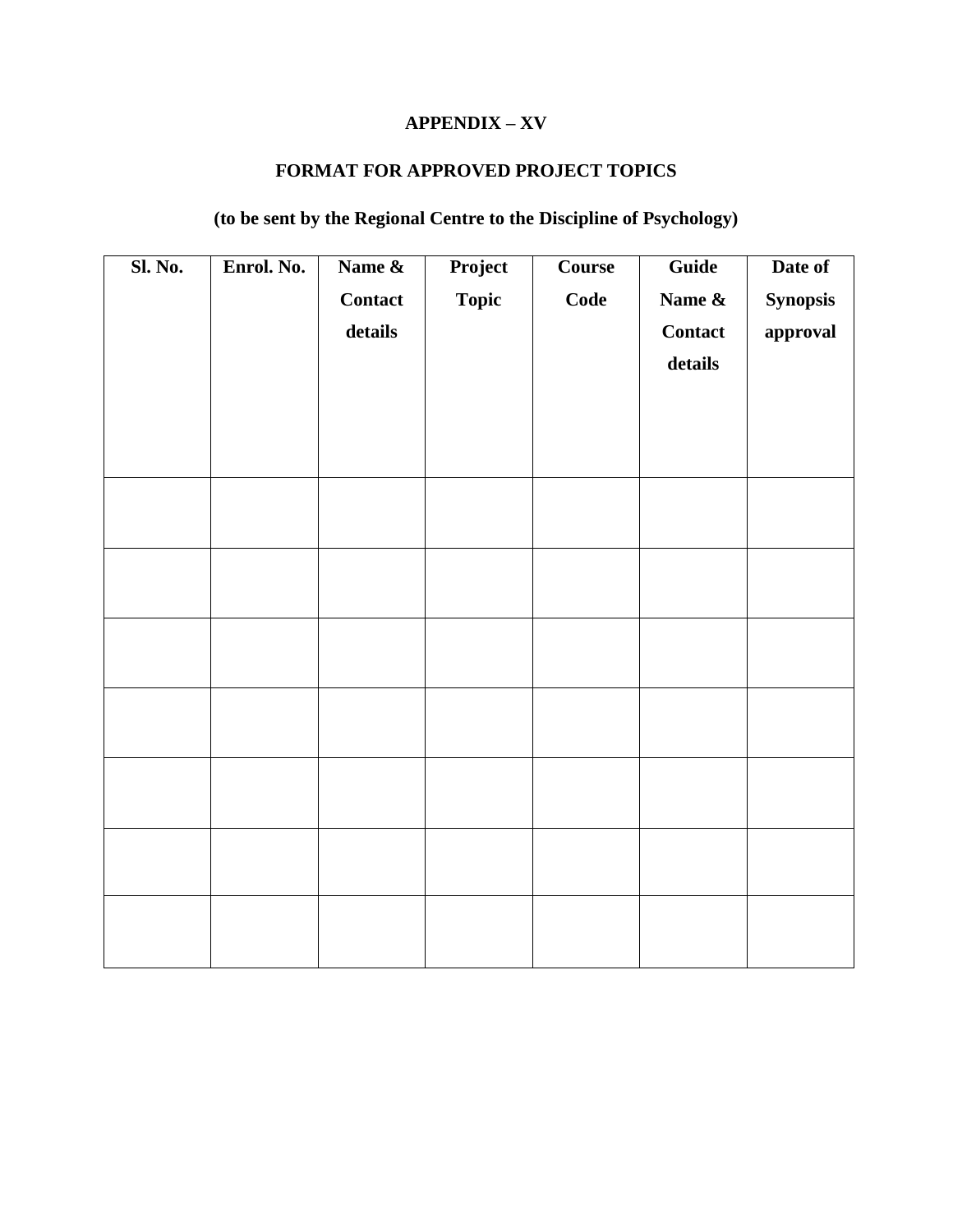**APPENDIX – XV**

**FORMAT FOR APPROVED PROJECT TOPICS**

**(to be sent by the Regional Centre to the Discipline of Psychology)**

| Sl. No. | Enrol. No. | Name & Contact details | Project Topic | Course Code | Guide Name & Contact details | Date of Synopsis approval |
|---|---|---|---|---|---|---|
| | | | | | | |
| | | | | | | |
| | | | | | | |
| | | | | | | |
| | | | | | | |
| | | | | | | |
| | | | | | | |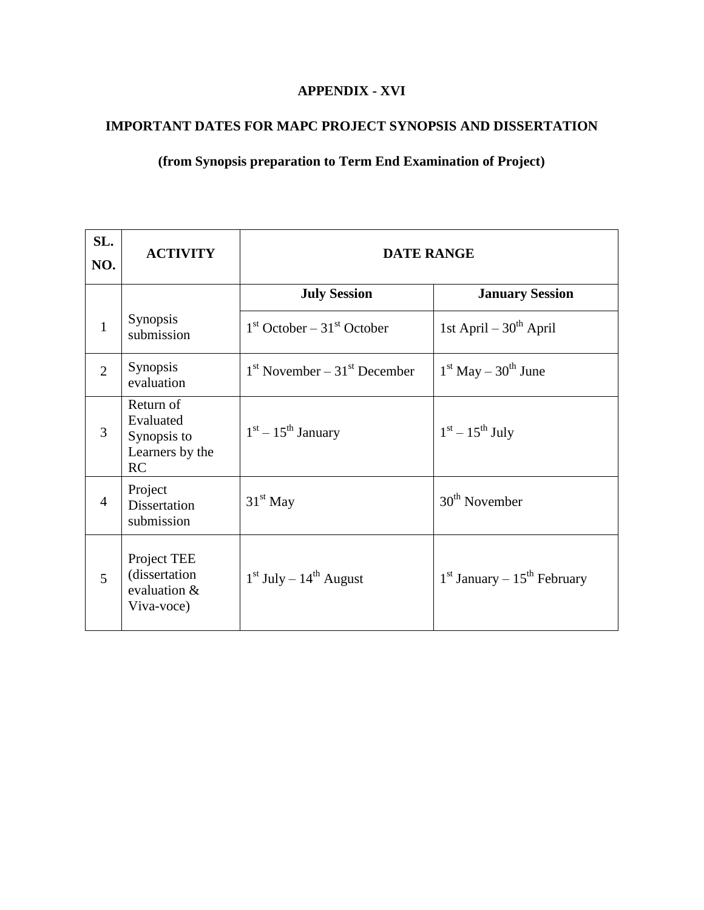**APPENDIX - XVI**

**IMPORTANT DATES FOR MAPC PROJECT SYNOPSIS AND DISSERTATION**

**(from Synopsis preparation to Term End Examination of Project)**

| SL. NO. | ACTIVITY | DATE RANGE | |
|---|---|---|---|
| | | **July Session** | **January Session** |
| 1 | Synopsis submission | 1st October – 31st October | 1st April – 30th April |
| 2 | Synopsis evaluation | 1st November – 31st December | 1st May – 30th June |
| 3 | Return of Evaluated Synopsis to Learners by the RC | 1st – 15th January | 1st – 15th July |
| 4 | Project Dissertation submission | 31st May | 30th November |
| 5 | Project TEE (dissertation evaluation & Viva-voce) | 1st July – 14th August | 1st January – 15th February |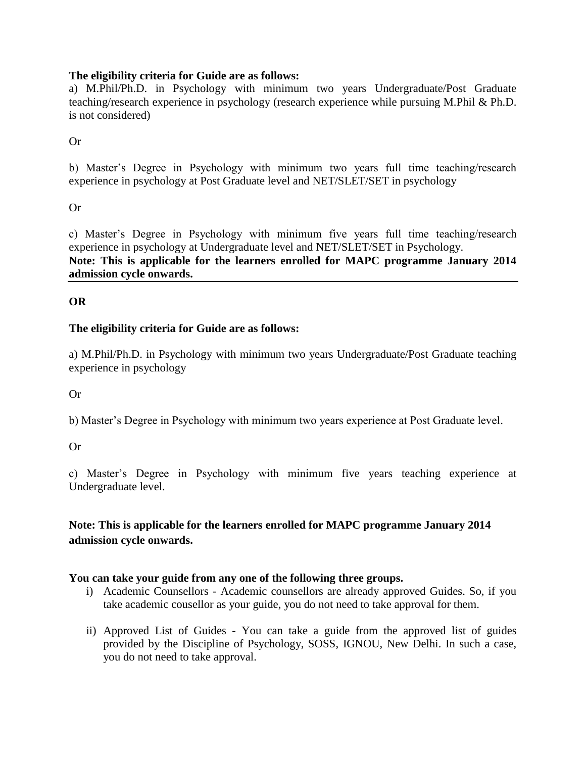**The eligibility criteria for Guide are as follows:**

a) M.Phil/Ph.D. in Psychology with minimum two years Undergraduate/Post Graduate teaching/research experience in psychology (research experience while pursuing M.Phil & Ph.D. is not considered)

Or

b) Master's Degree in Psychology with minimum two years full time teaching/research experience in psychology at Post Graduate level and NET/SLET/SET in psychology

Or

c) Master's Degree in Psychology with minimum five years full time teaching/research experience in psychology at Undergraduate level and NET/SLET/SET in Psychology.

**Note: This is applicable for the learners enrolled for MAPC programme January 2014 admission cycle onwards.**

---

**OR**

**The eligibility criteria for Guide are as follows:**

a) M.Phil/Ph.D. in Psychology with minimum two years Undergraduate/Post Graduate teaching experience in psychology

Or

b) Master's Degree in Psychology with minimum two years experience at Post Graduate level.

Or

c) Master's Degree in Psychology with minimum five years teaching experience at Undergraduate level.

**Note: This is applicable for the learners enrolled for MAPC programme January 2014 admission cycle onwards.**

**You can take your guide from any one of the following three groups.**

i) Academic Counsellors - Academic counsellors are already approved Guides. So, if you take academic cousellor as your guide, you do not need to take approval for them.

ii) Approved List of Guides - You can take a guide from the approved list of guides provided by the Discipline of Psychology, SOSS, IGNOU, New Delhi. In such a case, you do not need to take approval.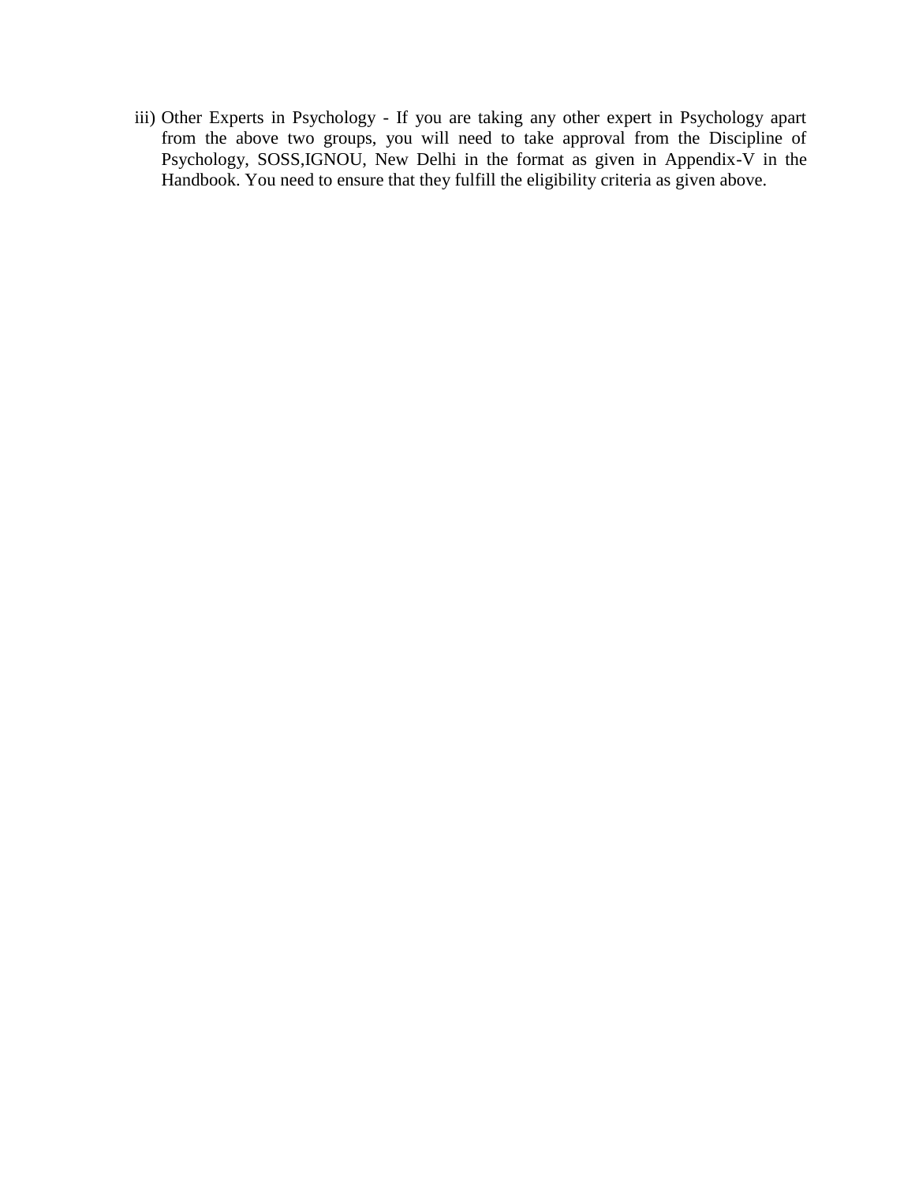iii) Other Experts in Psychology - If you are taking any other expert in Psychology apart from the above two groups, you will need to take approval from the Discipline of Psychology, SOSS,IGNOU, New Delhi in the format as given in Appendix-V in the Handbook. You need to ensure that they fulfill the eligibility criteria as given above.